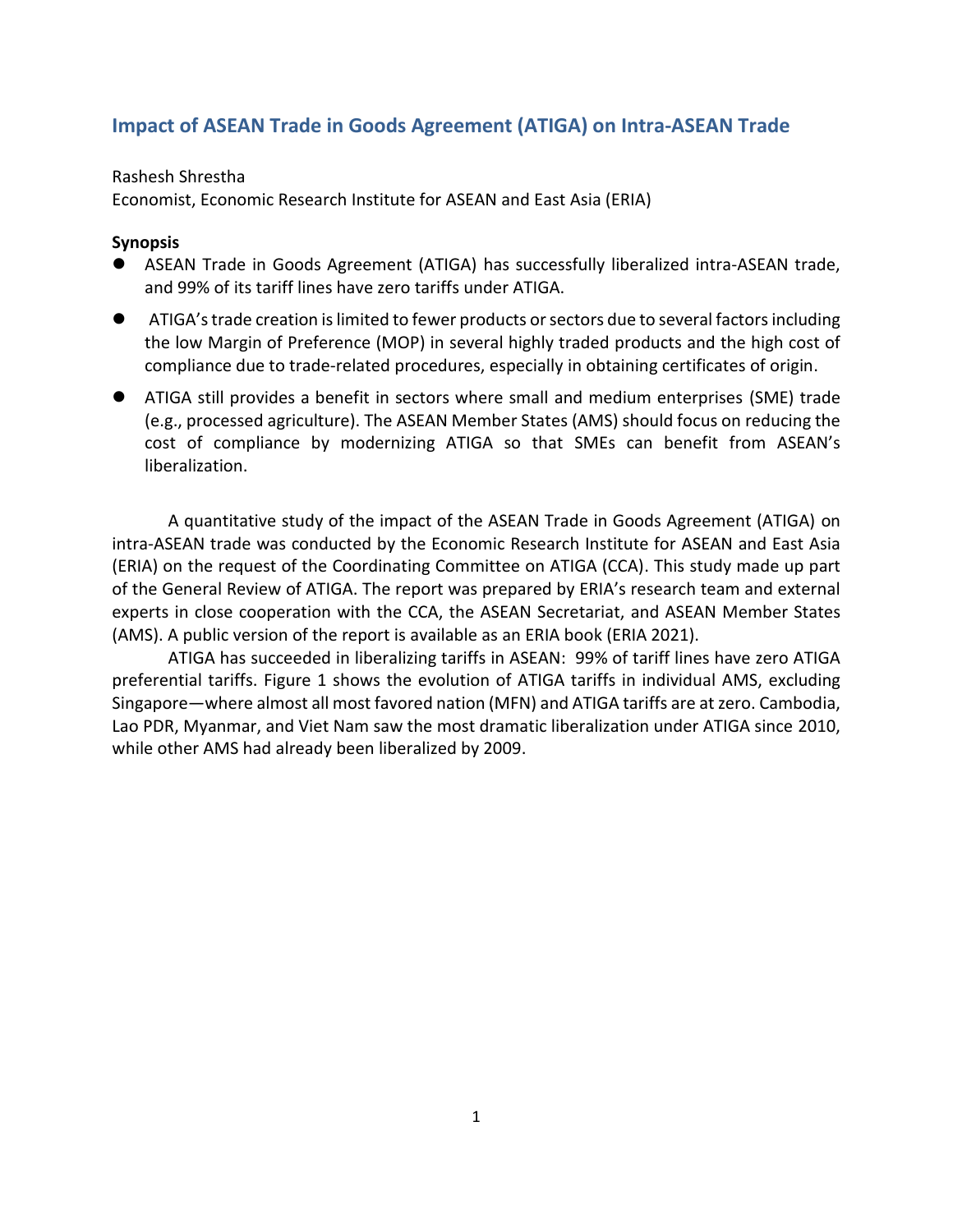# Impact of ASEAN Trade in Goods Agreement (ATIGA) on Intra-ASEAN Trade

Rashesh Shrestha
Economist, Economic Research Institute for ASEAN and East Asia (ERIA)

**Synopsis**

- ASEAN Trade in Goods Agreement (ATIGA) has successfully liberalized intra-ASEAN trade, and 99% of its tariff lines have zero tariffs under ATIGA.
- ATIGA's trade creation is limited to fewer products or sectors due to several factors including the low Margin of Preference (MOP) in several highly traded products and the high cost of compliance due to trade-related procedures, especially in obtaining certificates of origin.
- ATIGA still provides a benefit in sectors where small and medium enterprises (SME) trade (e.g., processed agriculture). The ASEAN Member States (AMS) should focus on reducing the cost of compliance by modernizing ATIGA so that SMEs can benefit from ASEAN's liberalization.

A quantitative study of the impact of the ASEAN Trade in Goods Agreement (ATIGA) on intra-ASEAN trade was conducted by the Economic Research Institute for ASEAN and East Asia (ERIA) on the request of the Coordinating Committee on ATIGA (CCA). This study made up part of the General Review of ATIGA. The report was prepared by ERIA's research team and external experts in close cooperation with the CCA, the ASEAN Secretariat, and ASEAN Member States (AMS). A public version of the report is available as an ERIA book (ERIA 2021).

ATIGA has succeeded in liberalizing tariffs in ASEAN: 99% of tariff lines have zero ATIGA preferential tariffs. Figure 1 shows the evolution of ATIGA tariffs in individual AMS, excluding Singapore—where almost all most favored nation (MFN) and ATIGA tariffs are at zero. Cambodia, Lao PDR, Myanmar, and Viet Nam saw the most dramatic liberalization under ATIGA since 2010, while other AMS had already been liberalized by 2009.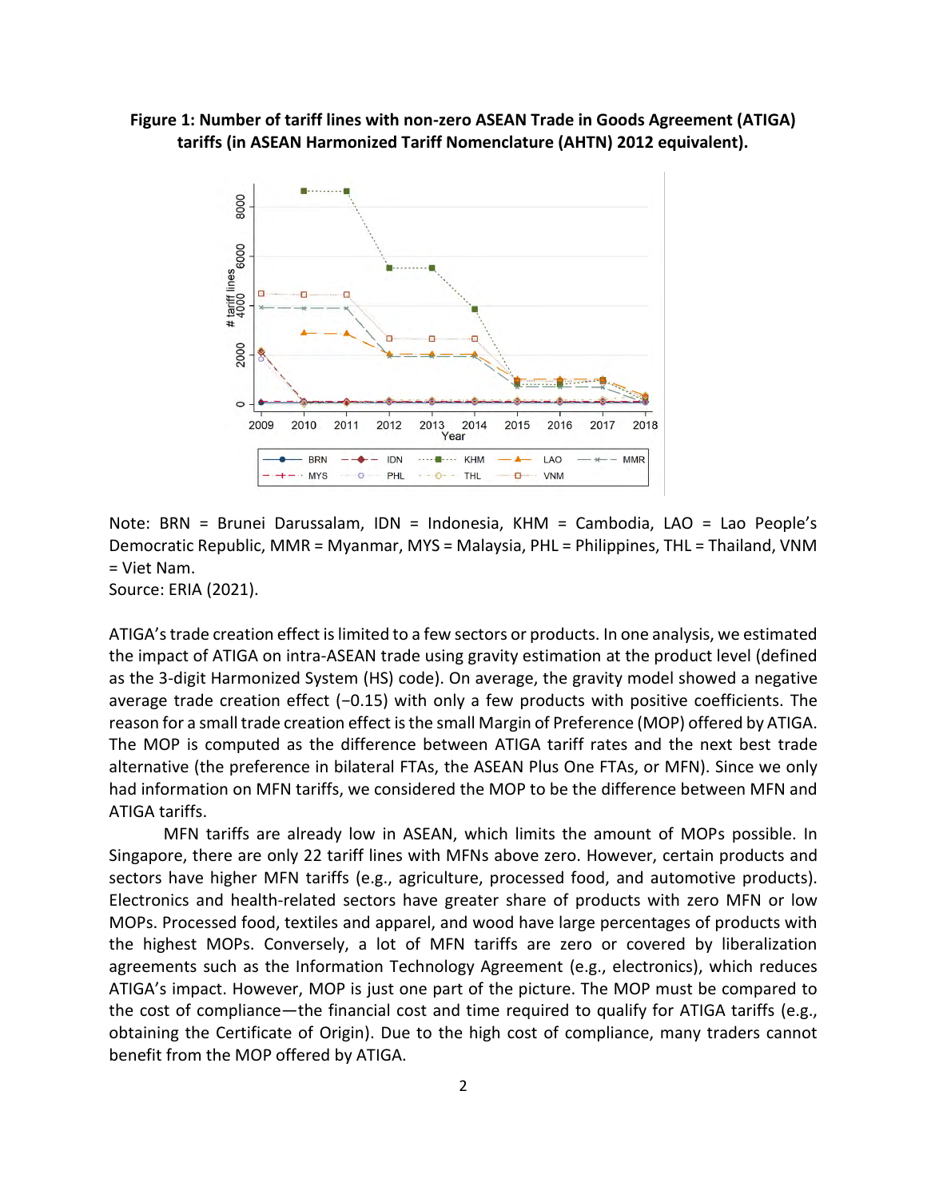**Figure 1: Number of tariff lines with non-zero ASEAN Trade in Goods Agreement (ATIGA) tariffs (in ASEAN Harmonized Tariff Nomenclature (AHTN) 2012 equivalent).**

Note: BRN = Brunei Darussalam, IDN = Indonesia, KHM = Cambodia, LAO = Lao People's Democratic Republic, MMR = Myanmar, MYS = Malaysia, PHL = Philippines, THL = Thailand, VNM = Viet Nam.
Source: ERIA (2021).

ATIGA's trade creation effect is limited to a few sectors or products. In one analysis, we estimated the impact of ATIGA on intra-ASEAN trade using gravity estimation at the product level (defined as the 3-digit Harmonized System (HS) code). On average, the gravity model showed a negative average trade creation effect (−0.15) with only a few products with positive coefficients. The reason for a small trade creation effect is the small Margin of Preference (MOP) offered by ATIGA. The MOP is computed as the difference between ATIGA tariff rates and the next best trade alternative (the preference in bilateral FTAs, the ASEAN Plus One FTAs, or MFN). Since we only had information on MFN tariffs, we considered the MOP to be the difference between MFN and ATIGA tariffs.

MFN tariffs are already low in ASEAN, which limits the amount of MOPs possible. In Singapore, there are only 22 tariff lines with MFNs above zero. However, certain products and sectors have higher MFN tariffs (e.g., agriculture, processed food, and automotive products). Electronics and health-related sectors have greater share of products with zero MFN or low MOPs. Processed food, textiles and apparel, and wood have large percentages of products with the highest MOPs. Conversely, a lot of MFN tariffs are zero or covered by liberalization agreements such as the Information Technology Agreement (e.g., electronics), which reduces ATIGA's impact. However, MOP is just one part of the picture. The MOP must be compared to the cost of compliance—the financial cost and time required to qualify for ATIGA tariffs (e.g., obtaining the Certificate of Origin). Due to the high cost of compliance, many traders cannot benefit from the MOP offered by ATIGA.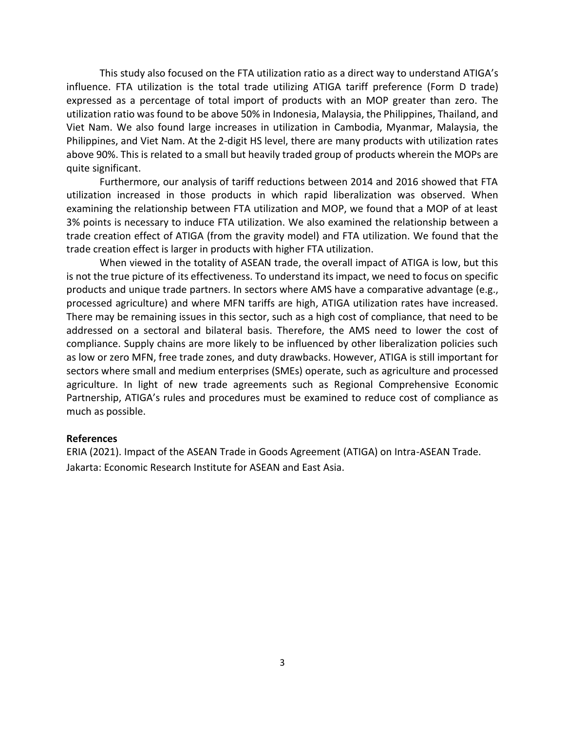This study also focused on the FTA utilization ratio as a direct way to understand ATIGA's influence. FTA utilization is the total trade utilizing ATIGA tariff preference (Form D trade) expressed as a percentage of total import of products with an MOP greater than zero. The utilization ratio was found to be above 50% in Indonesia, Malaysia, the Philippines, Thailand, and Viet Nam. We also found large increases in utilization in Cambodia, Myanmar, Malaysia, the Philippines, and Viet Nam. At the 2-digit HS level, there are many products with utilization rates above 90%. This is related to a small but heavily traded group of products wherein the MOPs are quite significant.

Furthermore, our analysis of tariff reductions between 2014 and 2016 showed that FTA utilization increased in those products in which rapid liberalization was observed. When examining the relationship between FTA utilization and MOP, we found that a MOP of at least 3% points is necessary to induce FTA utilization. We also examined the relationship between a trade creation effect of ATIGA (from the gravity model) and FTA utilization. We found that the trade creation effect is larger in products with higher FTA utilization.

When viewed in the totality of ASEAN trade, the overall impact of ATIGA is low, but this is not the true picture of its effectiveness. To understand its impact, we need to focus on specific products and unique trade partners. In sectors where AMS have a comparative advantage (e.g., processed agriculture) and where MFN tariffs are high, ATIGA utilization rates have increased. There may be remaining issues in this sector, such as a high cost of compliance, that need to be addressed on a sectoral and bilateral basis. Therefore, the AMS need to lower the cost of compliance. Supply chains are more likely to be influenced by other liberalization policies such as low or zero MFN, free trade zones, and duty drawbacks. However, ATIGA is still important for sectors where small and medium enterprises (SMEs) operate, such as agriculture and processed agriculture. In light of new trade agreements such as Regional Comprehensive Economic Partnership, ATIGA's rules and procedures must be examined to reduce cost of compliance as much as possible.

**References**

ERIA (2021). Impact of the ASEAN Trade in Goods Agreement (ATIGA) on Intra-ASEAN Trade. Jakarta: Economic Research Institute for ASEAN and East Asia.